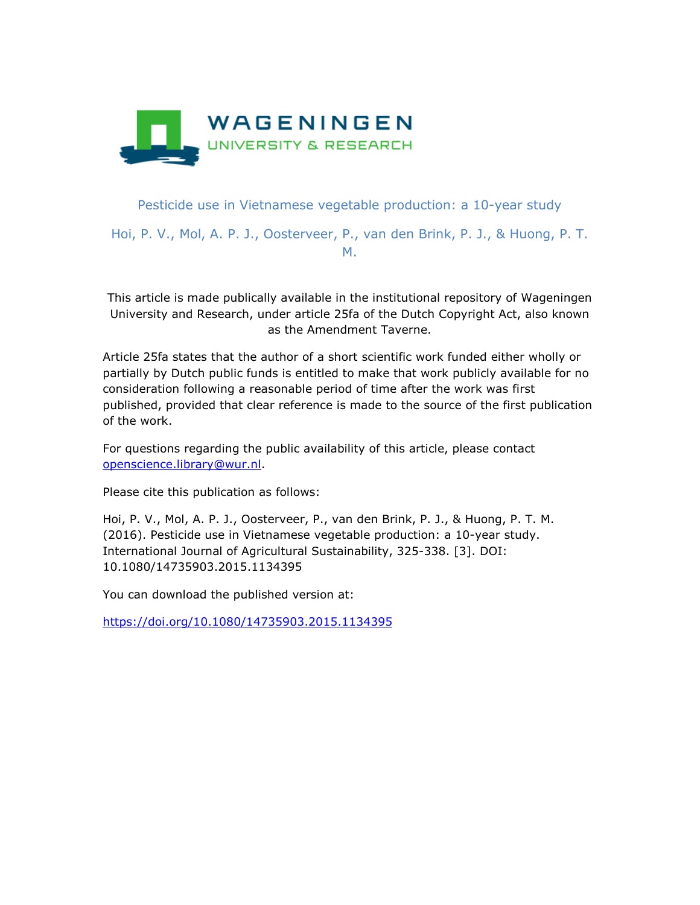WAGENINGEN
UNIVERSITY & RESEARCH

Pesticide use in Vietnamese vegetable production: a 10-year study

Hoi, P. V., Mol, A. P. J., Oosterveer, P., van den Brink, P. J., & Huong, P. T. M.

This article is made publically available in the institutional repository of Wageningen University and Research, under article 25fa of the Dutch Copyright Act, also known as the Amendment Taverne.

Article 25fa states that the author of a short scientific work funded either wholly or partially by Dutch public funds is entitled to make that work publicly available for no consideration following a reasonable period of time after the work was first published, provided that clear reference is made to the source of the first publication of the work.

For questions regarding the public availability of this article, please contact openscience.library@wur.nl.

Please cite this publication as follows:

Hoi, P. V., Mol, A. P. J., Oosterveer, P., van den Brink, P. J., & Huong, P. T. M. (2016). Pesticide use in Vietnamese vegetable production: a 10-year study. International Journal of Agricultural Sustainability, 325-338. [3]. DOI: 10.1080/14735903.2015.1134395

You can download the published version at:

https://doi.org/10.1080/14735903.2015.1134395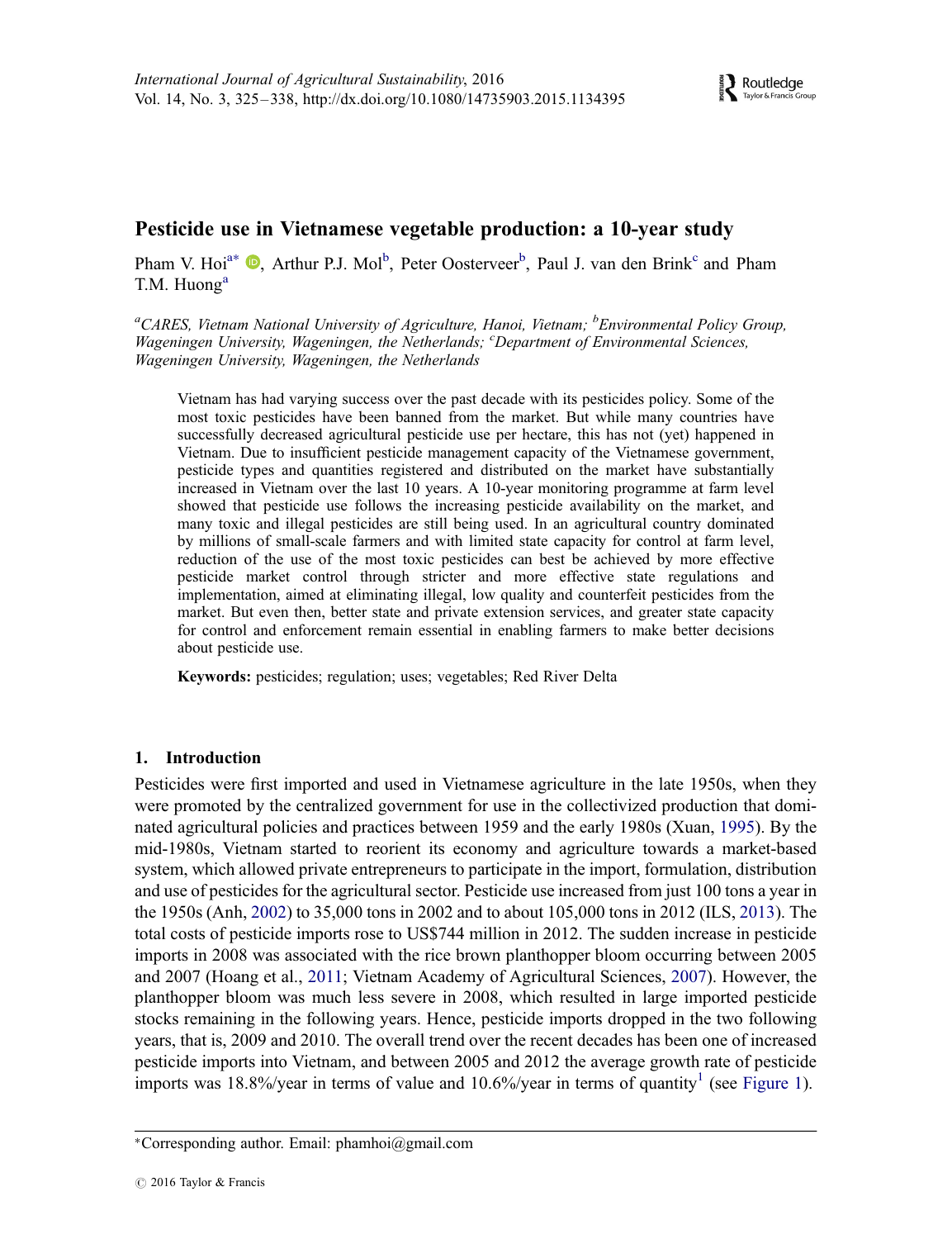# Pesticide use in Vietnamese vegetable production: a 10-year study

Pham V. Hoi[a*], Arthur P.J. Mol[b], Peter Oosterveer[b], Paul J. van den Brink[c] and Pham T.M. Huong[a]

[a]CARES, Vietnam National University of Agriculture, Hanoi, Vietnam; [b]Environmental Policy Group, Wageningen University, Wageningen, the Netherlands; [c]Department of Environmental Sciences, Wageningen University, Wageningen, the Netherlands

Vietnam has had varying success over the past decade with its pesticides policy. Some of the most toxic pesticides have been banned from the market. But while many countries have successfully decreased agricultural pesticide use per hectare, this has not (yet) happened in Vietnam. Due to insufficient pesticide management capacity of the Vietnamese government, pesticide types and quantities registered and distributed on the market have substantially increased in Vietnam over the last 10 years. A 10-year monitoring programme at farm level showed that pesticide use follows the increasing pesticide availability on the market, and many toxic and illegal pesticides are still being used. In an agricultural country dominated by millions of small-scale farmers and with limited state capacity for control at farm level, reduction of the use of the most toxic pesticides can best be achieved by more effective pesticide market control through stricter and more effective state regulations and implementation, aimed at eliminating illegal, low quality and counterfeit pesticides from the market. But even then, better state and private extension services, and greater state capacity for control and enforcement remain essential in enabling farmers to make better decisions about pesticide use.

**Keywords:** pesticides; regulation; uses; vegetables; Red River Delta

## 1. Introduction

Pesticides were first imported and used in Vietnamese agriculture in the late 1950s, when they were promoted by the centralized government for use in the collectivized production that dominated agricultural policies and practices between 1959 and the early 1980s (Xuan, 1995). By the mid-1980s, Vietnam started to reorient its economy and agriculture towards a market-based system, which allowed private entrepreneurs to participate in the import, formulation, distribution and use of pesticides for the agricultural sector. Pesticide use increased from just 100 tons a year in the 1950s (Anh, 2002) to 35,000 tons in 2002 and to about 105,000 tons in 2012 (ILS, 2013). The total costs of pesticide imports rose to US$744 million in 2012. The sudden increase in pesticide imports in 2008 was associated with the rice brown planthopper bloom occurring between 2005 and 2007 (Hoang et al., 2011; Vietnam Academy of Agricultural Sciences, 2007). However, the planthopper bloom was much less severe in 2008, which resulted in large imported pesticide stocks remaining in the following years. Hence, pesticide imports dropped in the two following years, that is, 2009 and 2010. The overall trend over the recent decades has been one of increased pesticide imports into Vietnam, and between 2005 and 2012 the average growth rate of pesticide imports was 18.8%/year in terms of value and 10.6%/year in terms of quantity[1] (see Figure 1).

*Corresponding author. Email: phamhoi@gmail.com

© 2016 Taylor & Francis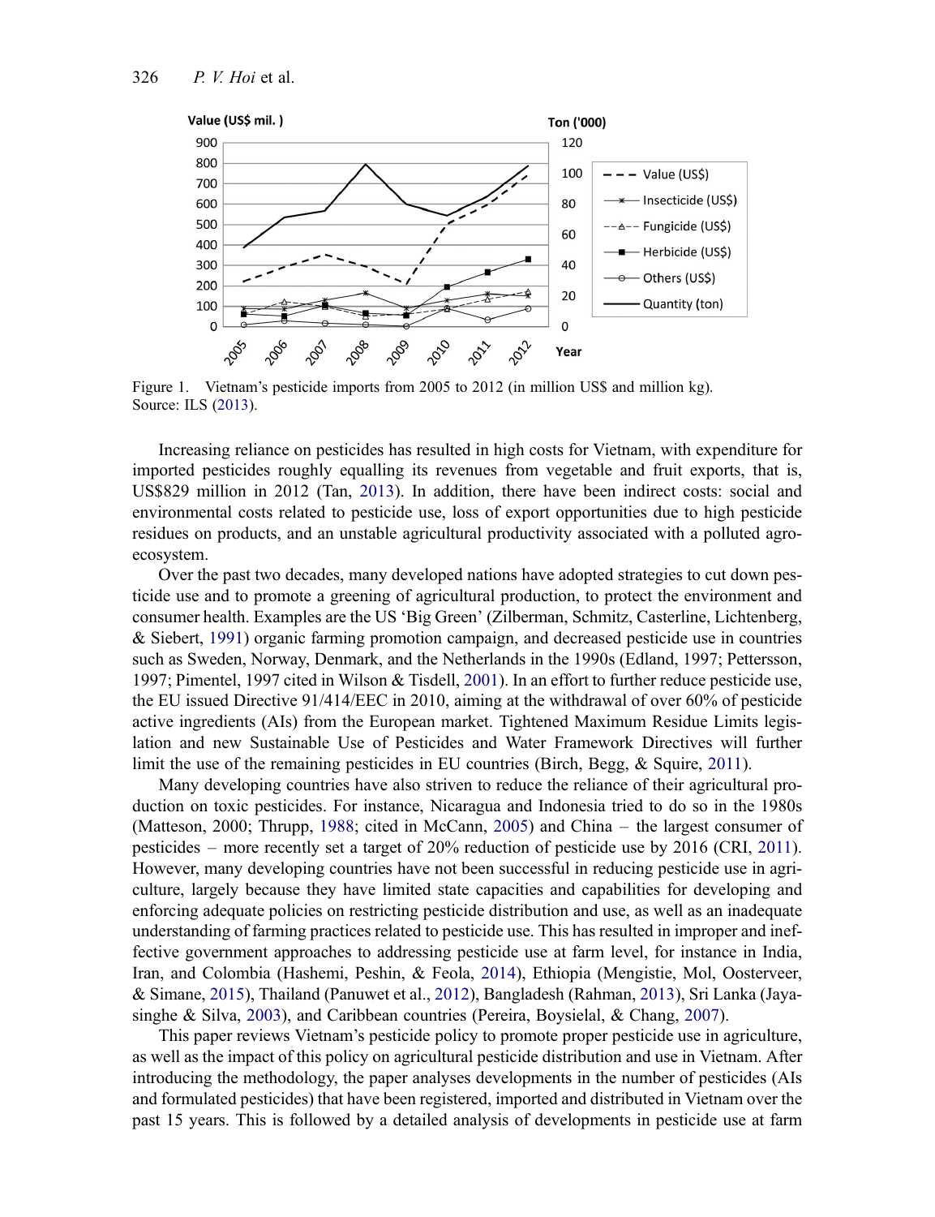Figure 1. Vietnam's pesticide imports from 2005 to 2012 (in million US$ and million kg). Source: ILS (2013).

Increasing reliance on pesticides has resulted in high costs for Vietnam, with expenditure for imported pesticides roughly equalling its revenues from vegetable and fruit exports, that is, US$829 million in 2012 (Tan, 2013). In addition, there have been indirect costs: social and environmental costs related to pesticide use, loss of export opportunities due to high pesticide residues on products, and an unstable agricultural productivity associated with a polluted agro-ecosystem.

Over the past two decades, many developed nations have adopted strategies to cut down pesticide use and to promote a greening of agricultural production, to protect the environment and consumer health. Examples are the US 'Big Green' (Zilberman, Schmitz, Casterline, Lichtenberg, & Siebert, 1991) organic farming promotion campaign, and decreased pesticide use in countries such as Sweden, Norway, Denmark, and the Netherlands in the 1990s (Edland, 1997; Pettersson, 1997; Pimentel, 1997 cited in Wilson & Tisdell, 2001). In an effort to further reduce pesticide use, the EU issued Directive 91/414/EEC in 2010, aiming at the withdrawal of over 60% of pesticide active ingredients (AIs) from the European market. Tightened Maximum Residue Limits legislation and new Sustainable Use of Pesticides and Water Framework Directives will further limit the use of the remaining pesticides in EU countries (Birch, Begg, & Squire, 2011).

Many developing countries have also striven to reduce the reliance of their agricultural production on toxic pesticides. For instance, Nicaragua and Indonesia tried to do so in the 1980s (Matteson, 2000; Thrupp, 1988; cited in McCann, 2005) and China – the largest consumer of pesticides – more recently set a target of 20% reduction of pesticide use by 2016 (CRI, 2011). However, many developing countries have not been successful in reducing pesticide use in agriculture, largely because they have limited state capacities and capabilities for developing and enforcing adequate policies on restricting pesticide distribution and use, as well as an inadequate understanding of farming practices related to pesticide use. This has resulted in improper and ineffective government approaches to addressing pesticide use at farm level, for instance in India, Iran, and Colombia (Hashemi, Peshin, & Feola, 2014), Ethiopia (Mengistie, Mol, Oosterveer, & Simane, 2015), Thailand (Panuwet et al., 2012), Bangladesh (Rahman, 2013), Sri Lanka (Jayasinghe & Silva, 2003), and Caribbean countries (Pereira, Boysielal, & Chang, 2007).

This paper reviews Vietnam's pesticide policy to promote proper pesticide use in agriculture, as well as the impact of this policy on agricultural pesticide distribution and use in Vietnam. After introducing the methodology, the paper analyses developments in the number of pesticides (AIs and formulated pesticides) that have been registered, imported and distributed in Vietnam over the past 15 years. This is followed by a detailed analysis of developments in pesticide use at farm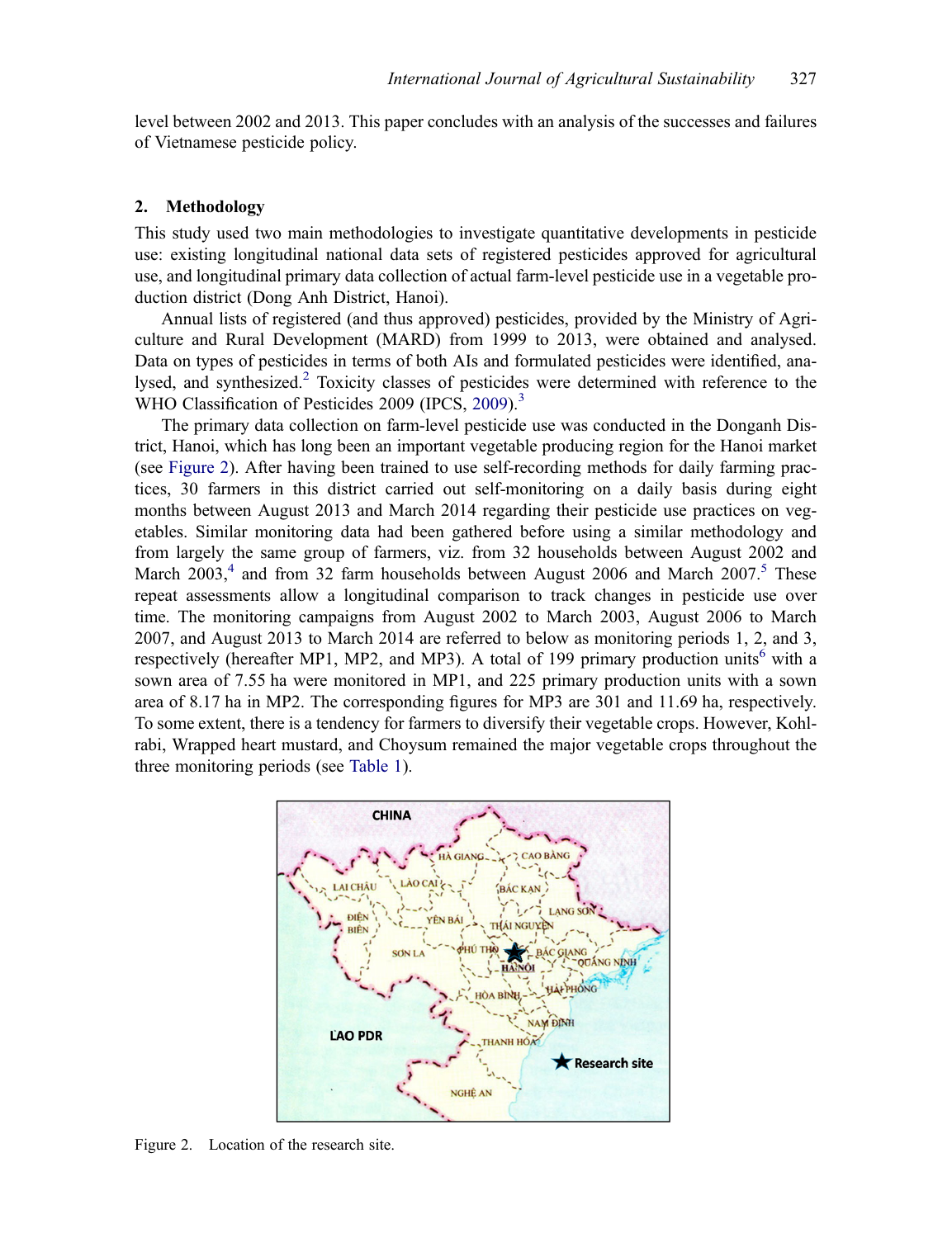level between 2002 and 2013. This paper concludes with an analysis of the successes and failures of Vietnamese pesticide policy.

## 2. Methodology

This study used two main methodologies to investigate quantitative developments in pesticide use: existing longitudinal national data sets of registered pesticides approved for agricultural use, and longitudinal primary data collection of actual farm-level pesticide use in a vegetable production district (Dong Anh District, Hanoi).

Annual lists of registered (and thus approved) pesticides, provided by the Ministry of Agriculture and Rural Development (MARD) from 1999 to 2013, were obtained and analysed. Data on types of pesticides in terms of both AIs and formulated pesticides were identified, analysed, and synthesized.[2] Toxicity classes of pesticides were determined with reference to the WHO Classification of Pesticides 2009 (IPCS, 2009).[3]

The primary data collection on farm-level pesticide use was conducted in the Donganh District, Hanoi, which has long been an important vegetable producing region for the Hanoi market (see Figure 2). After having been trained to use self-recording methods for daily farming practices, 30 farmers in this district carried out self-monitoring on a daily basis during eight months between August 2013 and March 2014 regarding their pesticide use practices on vegetables. Similar monitoring data had been gathered before using a similar methodology and from largely the same group of farmers, viz. from 32 households between August 2002 and March 2003,[4] and from 32 farm households between August 2006 and March 2007.[5] These repeat assessments allow a longitudinal comparison to track changes in pesticide use over time. The monitoring campaigns from August 2002 to March 2003, August 2006 to March 2007, and August 2013 to March 2014 are referred to below as monitoring periods 1, 2, and 3, respectively (hereafter MP1, MP2, and MP3). A total of 199 primary production units[6] with a sown area of 7.55 ha were monitored in MP1, and 225 primary production units with a sown area of 8.17 ha in MP2. The corresponding figures for MP3 are 301 and 11.69 ha, respectively. To some extent, there is a tendency for farmers to diversify their vegetable crops. However, Kohlrabi, Wrapped heart mustard, and Choysum remained the major vegetable crops throughout the three monitoring periods (see Table 1).

Figure 2. Location of the research site.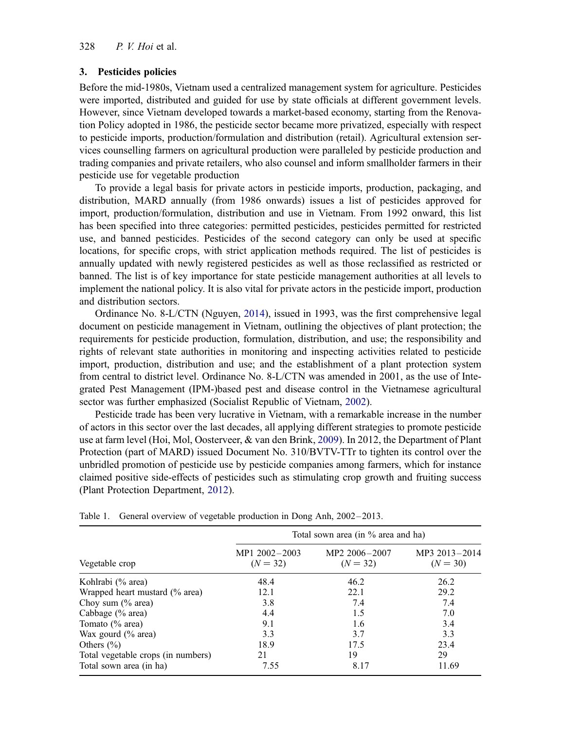## 3. Pesticides policies

Before the mid-1980s, Vietnam used a centralized management system for agriculture. Pesticides were imported, distributed and guided for use by state officials at different government levels. However, since Vietnam developed towards a market-based economy, starting from the Renovation Policy adopted in 1986, the pesticide sector became more privatized, especially with respect to pesticide imports, production/formulation and distribution (retail). Agricultural extension services counselling farmers on agricultural production were paralleled by pesticide production and trading companies and private retailers, who also counsel and inform smallholder farmers in their pesticide use for vegetable production

To provide a legal basis for private actors in pesticide imports, production, packaging, and distribution, MARD annually (from 1986 onwards) issues a list of pesticides approved for import, production/formulation, distribution and use in Vietnam. From 1992 onward, this list has been specified into three categories: permitted pesticides, pesticides permitted for restricted use, and banned pesticides. Pesticides of the second category can only be used at specific locations, for specific crops, with strict application methods required. The list of pesticides is annually updated with newly registered pesticides as well as those reclassified as restricted or banned. The list is of key importance for state pesticide management authorities at all levels to implement the national policy. It is also vital for private actors in the pesticide import, production and distribution sectors.

Ordinance No. 8-L/CTN (Nguyen, 2014), issued in 1993, was the first comprehensive legal document on pesticide management in Vietnam, outlining the objectives of plant protection; the requirements for pesticide production, formulation, distribution, and use; the responsibility and rights of relevant state authorities in monitoring and inspecting activities related to pesticide import, production, distribution and use; and the establishment of a plant protection system from central to district level. Ordinance No. 8-L/CTN was amended in 2001, as the use of Integrated Pest Management (IPM-)based pest and disease control in the Vietnamese agricultural sector was further emphasized (Socialist Republic of Vietnam, 2002).

Pesticide trade has been very lucrative in Vietnam, with a remarkable increase in the number of actors in this sector over the last decades, all applying different strategies to promote pesticide use at farm level (Hoi, Mol, Oosterveer, & van den Brink, 2009). In 2012, the Department of Plant Protection (part of MARD) issued Document No. 310/BVTV-TTr to tighten its control over the unbridled promotion of pesticide use by pesticide companies among farmers, which for instance claimed positive side-effects of pesticides such as stimulating crop growth and fruiting success (Plant Protection Department, 2012).

Table 1. General overview of vegetable production in Dong Anh, 2002–2013.

| | Total sown area (in % area and ha) | | |
|---|---|---|---|
| Vegetable crop | MP1 2002–2003 ($N = 32$) | MP2 2006–2007 ($N = 32$) | MP3 2013–2014 ($N = 30$) |
| Kohlrabi (% area) | 48.4 | 46.2 | 26.2 |
| Wrapped heart mustard (% area) | 12.1 | 22.1 | 29.2 |
| Choy sum (% area) | 3.8 | 7.4 | 7.4 |
| Cabbage (% area) | 4.4 | 1.5 | 7.0 |
| Tomato (% area) | 9.1 | 1.6 | 3.4 |
| Wax gourd (% area) | 3.3 | 3.7 | 3.3 |
| Others (%) | 18.9 | 17.5 | 23.4 |
| Total vegetable crops (in numbers) | 21 | 19 | 29 |
| Total sown area (in ha) | 7.55 | 8.17 | 11.69 |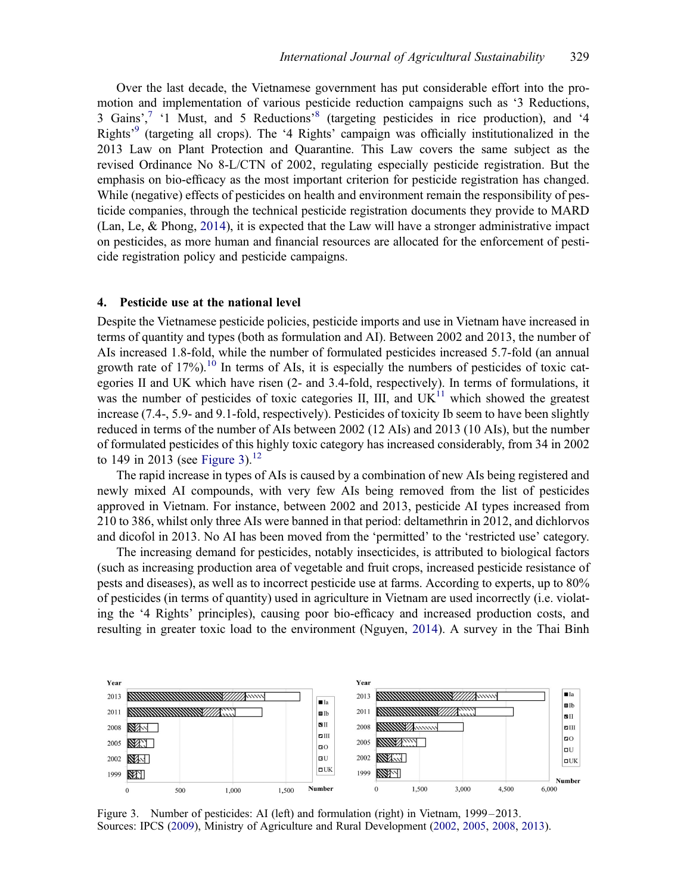Over the last decade, the Vietnamese government has put considerable effort into the promotion and implementation of various pesticide reduction campaigns such as '3 Reductions, 3 Gains',[7] '1 Must, and 5 Reductions'[8] (targeting pesticides in rice production), and '4 Rights'[9] (targeting all crops). The '4 Rights' campaign was officially institutionalized in the 2013 Law on Plant Protection and Quarantine. This Law covers the same subject as the revised Ordinance No 8-L/CTN of 2002, regulating especially pesticide registration. But the emphasis on bio-efficacy as the most important criterion for pesticide registration has changed. While (negative) effects of pesticides on health and environment remain the responsibility of pesticide companies, through the technical pesticide registration documents they provide to MARD (Lan, Le, & Phong, 2014), it is expected that the Law will have a stronger administrative impact on pesticides, as more human and financial resources are allocated for the enforcement of pesticide registration policy and pesticide campaigns.

## 4. Pesticide use at the national level

Despite the Vietnamese pesticide policies, pesticide imports and use in Vietnam have increased in terms of quantity and types (both as formulation and AI). Between 2002 and 2013, the number of AIs increased 1.8-fold, while the number of formulated pesticides increased 5.7-fold (an annual growth rate of 17%).[10] In terms of AIs, it is especially the numbers of pesticides of toxic categories II and UK which have risen (2- and 3.4-fold, respectively). In terms of formulations, it was the number of pesticides of toxic categories II, III, and UK[11] which showed the greatest increase (7.4-, 5.9- and 9.1-fold, respectively). Pesticides of toxicity Ib seem to have been slightly reduced in terms of the number of AIs between 2002 (12 AIs) and 2013 (10 AIs), but the number of formulated pesticides of this highly toxic category has increased considerably, from 34 in 2002 to 149 in 2013 (see Figure 3).[12]

The rapid increase in types of AIs is caused by a combination of new AIs being registered and newly mixed AI compounds, with very few AIs being removed from the list of pesticides approved in Vietnam. For instance, between 2002 and 2013, pesticide AI types increased from 210 to 386, whilst only three AIs were banned in that period: deltamethrin in 2012, and dichlorvos and dicofol in 2013. No AI has been moved from the 'permitted' to the 'restricted use' category.

The increasing demand for pesticides, notably insecticides, is attributed to biological factors (such as increasing production area of vegetable and fruit crops, increased pesticide resistance of pests and diseases), as well as to incorrect pesticide use at farms. According to experts, up to 80% of pesticides (in terms of quantity) used in agriculture in Vietnam are used incorrectly (i.e. violating the '4 Rights' principles), causing poor bio-efficacy and increased production costs, and resulting in greater toxic load to the environment (Nguyen, 2014). A survey in the Thai Binh

Figure 3. Number of pesticides: AI (left) and formulation (right) in Vietnam, 1999–2013.
Sources: IPCS (2009), Ministry of Agriculture and Rural Development (2002, 2005, 2008, 2013).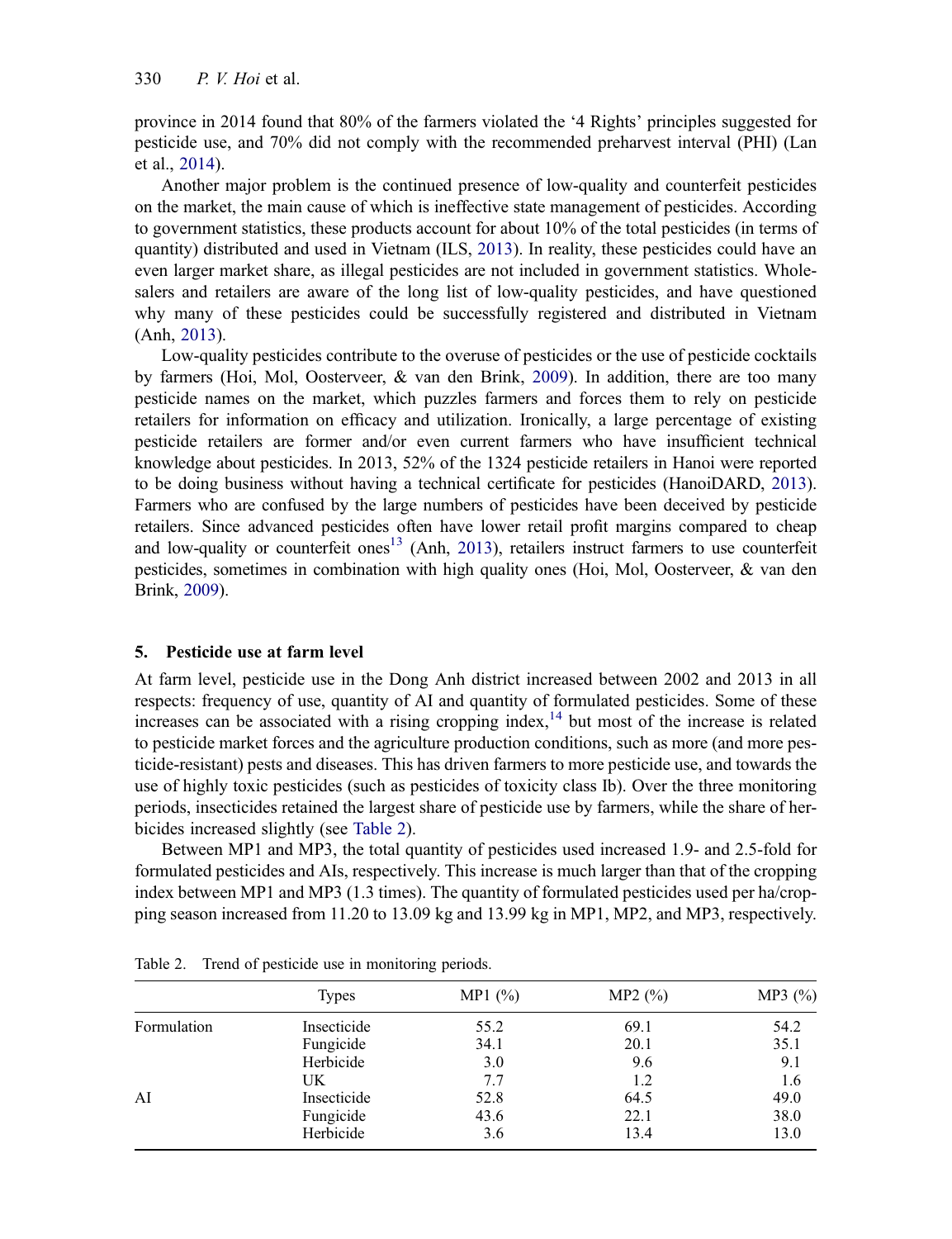province in 2014 found that 80% of the farmers violated the '4 Rights' principles suggested for pesticide use, and 70% did not comply with the recommended preharvest interval (PHI) (Lan et al., 2014).

Another major problem is the continued presence of low-quality and counterfeit pesticides on the market, the main cause of which is ineffective state management of pesticides. According to government statistics, these products account for about 10% of the total pesticides (in terms of quantity) distributed and used in Vietnam (ILS, 2013). In reality, these pesticides could have an even larger market share, as illegal pesticides are not included in government statistics. Wholesalers and retailers are aware of the long list of low-quality pesticides, and have questioned why many of these pesticides could be successfully registered and distributed in Vietnam (Anh, 2013).

Low-quality pesticides contribute to the overuse of pesticides or the use of pesticide cocktails by farmers (Hoi, Mol, Oosterveer, & van den Brink, 2009). In addition, there are too many pesticide names on the market, which puzzles farmers and forces them to rely on pesticide retailers for information on efficacy and utilization. Ironically, a large percentage of existing pesticide retailers are former and/or even current farmers who have insufficient technical knowledge about pesticides. In 2013, 52% of the 1324 pesticide retailers in Hanoi were reported to be doing business without having a technical certificate for pesticides (HanoiDARD, 2013). Farmers who are confused by the large numbers of pesticides have been deceived by pesticide retailers. Since advanced pesticides often have lower retail profit margins compared to cheap and low-quality or counterfeit ones[13] (Anh, 2013), retailers instruct farmers to use counterfeit pesticides, sometimes in combination with high quality ones (Hoi, Mol, Oosterveer, & van den Brink, 2009).

## 5. Pesticide use at farm level

At farm level, pesticide use in the Dong Anh district increased between 2002 and 2013 in all respects: frequency of use, quantity of AI and quantity of formulated pesticides. Some of these increases can be associated with a rising cropping index,[14] but most of the increase is related to pesticide market forces and the agriculture production conditions, such as more (and more pesticide-resistant) pests and diseases. This has driven farmers to more pesticide use, and towards the use of highly toxic pesticides (such as pesticides of toxicity class Ib). Over the three monitoring periods, insecticides retained the largest share of pesticide use by farmers, while the share of herbicides increased slightly (see Table 2).

Between MP1 and MP3, the total quantity of pesticides used increased 1.9- and 2.5-fold for formulated pesticides and AIs, respectively. This increase is much larger than that of the cropping index between MP1 and MP3 (1.3 times). The quantity of formulated pesticides used per ha/cropping season increased from 11.20 to 13.09 kg and 13.99 kg in MP1, MP2, and MP3, respectively.

Table 2. Trend of pesticide use in monitoring periods.

| | Types | MP1 (%) | MP2 (%) | MP3 (%) |
|---|---|---|---|---|
| Formulation | Insecticide | 55.2 | 69.1 | 54.2 |
| | Fungicide | 34.1 | 20.1 | 35.1 |
| | Herbicide | 3.0 | 9.6 | 9.1 |
| | UK | 7.7 | 1.2 | 1.6 |
| AI | Insecticide | 52.8 | 64.5 | 49.0 |
| | Fungicide | 43.6 | 22.1 | 38.0 |
| | Herbicide | 3.6 | 13.4 | 13.0 |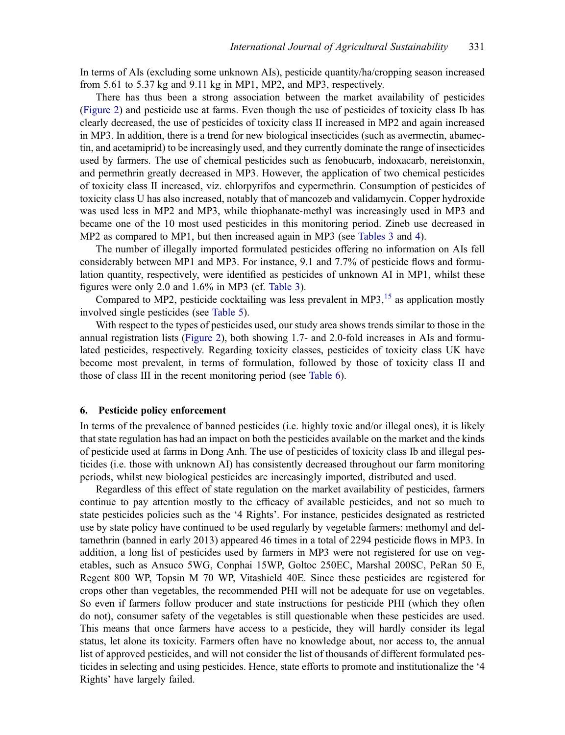In terms of AIs (excluding some unknown AIs), pesticide quantity/ha/cropping season increased from 5.61 to 5.37 kg and 9.11 kg in MP1, MP2, and MP3, respectively.

There has thus been a strong association between the market availability of pesticides (Figure 2) and pesticide use at farms. Even though the use of pesticides of toxicity class Ib has clearly decreased, the use of pesticides of toxicity class II increased in MP2 and again increased in MP3. In addition, there is a trend for new biological insecticides (such as avermectin, abamectin, and acetamiprid) to be increasingly used, and they currently dominate the range of insecticides used by farmers. The use of chemical pesticides such as fenobucarb, indoxacarb, nereistonxin, and permethrin greatly decreased in MP3. However, the application of two chemical pesticides of toxicity class II increased, viz. chlorpyrifos and cypermethrin. Consumption of pesticides of toxicity class U has also increased, notably that of mancozeb and validamycin. Copper hydroxide was used less in MP2 and MP3, while thiophanate-methyl was increasingly used in MP3 and became one of the 10 most used pesticides in this monitoring period. Zineb use decreased in MP2 as compared to MP1, but then increased again in MP3 (see Tables 3 and 4).

The number of illegally imported formulated pesticides offering no information on AIs fell considerably between MP1 and MP3. For instance, 9.1 and 7.7% of pesticide flows and formulation quantity, respectively, were identified as pesticides of unknown AI in MP1, whilst these figures were only 2.0 and 1.6% in MP3 (cf. Table 3).

Compared to MP2, pesticide cocktailing was less prevalent in MP3,[15] as application mostly involved single pesticides (see Table 5).

With respect to the types of pesticides used, our study area shows trends similar to those in the annual registration lists (Figure 2), both showing 1.7- and 2.0-fold increases in AIs and formulated pesticides, respectively. Regarding toxicity classes, pesticides of toxicity class UK have become most prevalent, in terms of formulation, followed by those of toxicity class II and those of class III in the recent monitoring period (see Table 6).

## 6. Pesticide policy enforcement

In terms of the prevalence of banned pesticides (i.e. highly toxic and/or illegal ones), it is likely that state regulation has had an impact on both the pesticides available on the market and the kinds of pesticide used at farms in Dong Anh. The use of pesticides of toxicity class Ib and illegal pesticides (i.e. those with unknown AI) has consistently decreased throughout our farm monitoring periods, whilst new biological pesticides are increasingly imported, distributed and used.

Regardless of this effect of state regulation on the market availability of pesticides, farmers continue to pay attention mostly to the efficacy of available pesticides, and not so much to state pesticides policies such as the '4 Rights'. For instance, pesticides designated as restricted use by state policy have continued to be used regularly by vegetable farmers: methomyl and deltamethrin (banned in early 2013) appeared 46 times in a total of 2294 pesticide flows in MP3. In addition, a long list of pesticides used by farmers in MP3 were not registered for use on vegetables, such as Ansuco 5WG, Conphai 15WP, Goltoc 250EC, Marshal 200SC, PeRan 50 E, Regent 800 WP, Topsin M 70 WP, Vitashield 40E. Since these pesticides are registered for crops other than vegetables, the recommended PHI will not be adequate for use on vegetables. So even if farmers follow producer and state instructions for pesticide PHI (which they often do not), consumer safety of the vegetables is still questionable when these pesticides are used. This means that once farmers have access to a pesticide, they will hardly consider its legal status, let alone its toxicity. Farmers often have no knowledge about, nor access to, the annual list of approved pesticides, and will not consider the list of thousands of different formulated pesticides in selecting and using pesticides. Hence, state efforts to promote and institutionalize the '4 Rights' have largely failed.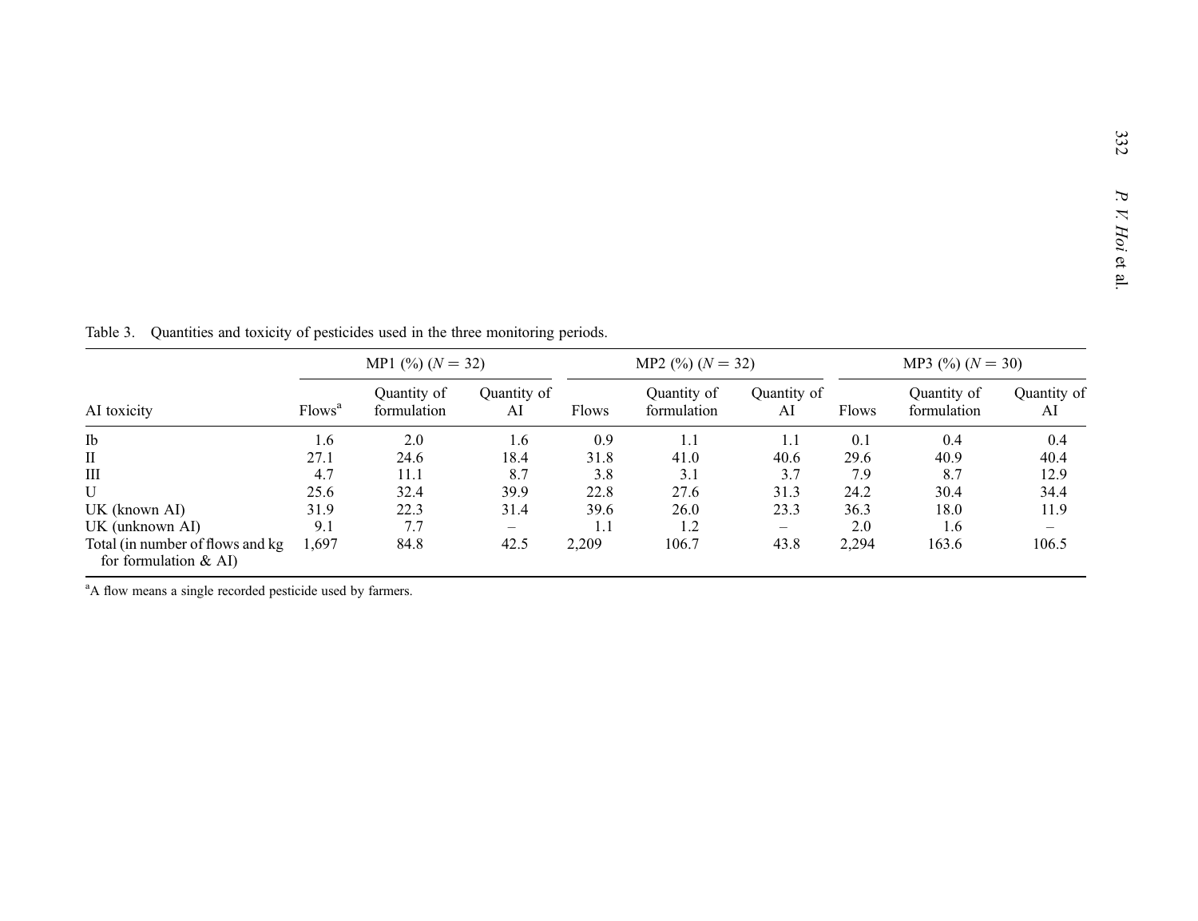Table 3. Quantities and toxicity of pesticides used in the three monitoring periods.

| AI toxicity | MP1 (%) ($N = 32$) | | | MP2 (%) ($N = 32$) | | | MP3 (%) ($N = 30$) | | |
|---|---|---|---|---|---|---|---|---|---|
| | Flows[a] | Quantity of formulation | Quantity of AI | Flows | Quantity of formulation | Quantity of AI | Flows | Quantity of formulation | Quantity of AI |
| Ib | 1.6 | 2.0 | 1.6 | 0.9 | 1.1 | 1.1 | 0.1 | 0.4 | 0.4 |
| II | 27.1 | 24.6 | 18.4 | 31.8 | 41.0 | 40.6 | 29.6 | 40.9 | 40.4 |
| III | 4.7 | 11.1 | 8.7 | 3.8 | 3.1 | 3.7 | 7.9 | 8.7 | 12.9 |
| U | 25.6 | 32.4 | 39.9 | 22.8 | 27.6 | 31.3 | 24.2 | 30.4 | 34.4 |
| UK (known AI) | 31.9 | 22.3 | 31.4 | 39.6 | 26.0 | 23.3 | 36.3 | 18.0 | 11.9 |
| UK (unknown AI) | 9.1 | 7.7 | – | 1.1 | 1.2 | – | 2.0 | 1.6 | – |
| Total (in number of flows and kg for formulation & AI) | 1,697 | 84.8 | 42.5 | 2,209 | 106.7 | 43.8 | 2,294 | 163.6 | 106.5 |

[a]A flow means a single recorded pesticide used by farmers.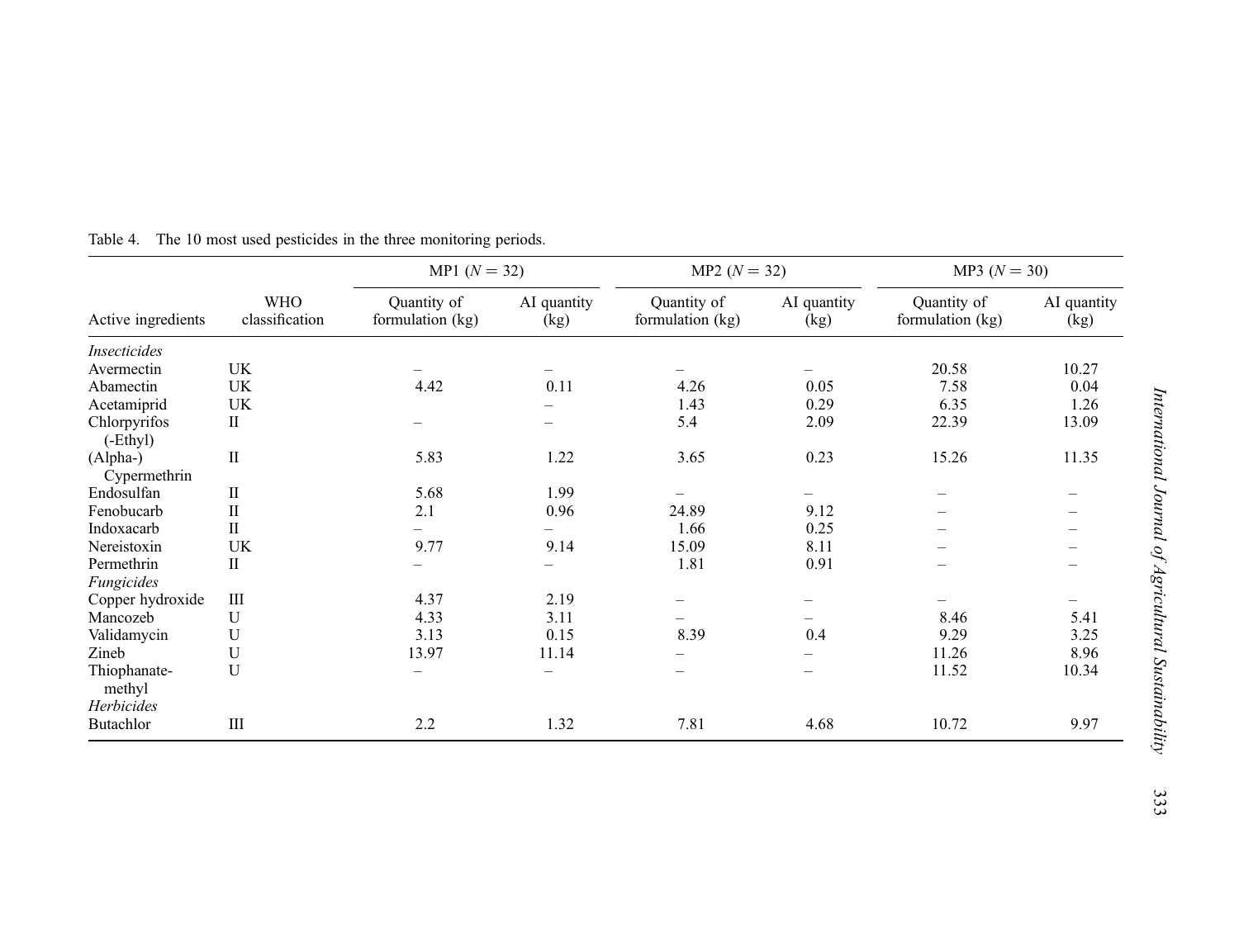Table 4. The 10 most used pesticides in the three monitoring periods.

| Active ingredients | WHO classification | MP1 ($N = 32$) | | MP2 ($N = 32$) | | MP3 ($N = 30$) | |
|---|---|---|---|---|---|---|---|
| | | Quantity of formulation (kg) | AI quantity (kg) | Quantity of formulation (kg) | AI quantity (kg) | Quantity of formulation (kg) | AI quantity (kg) |
| *Insecticides* | | | | | | | |
| Avermectin | UK | – | – | – | – | 20.58 | 10.27 |
| Abamectin | UK | 4.42 | 0.11 | 4.26 | 0.05 | 7.58 | 0.04 |
| Acetamiprid | UK | | – | 1.43 | 0.29 | 6.35 | 1.26 |
| Chlorpyrifos (-Ethyl) | II | – | – | 5.4 | 2.09 | 22.39 | 13.09 |
| (Alpha-) Cypermethrin | II | 5.83 | 1.22 | 3.65 | 0.23 | 15.26 | 11.35 |
| Endosulfan | II | 5.68 | 1.99 | – | – | – | – |
| Fenobucarb | II | 2.1 | 0.96 | 24.89 | 9.12 | – | – |
| Indoxacarb | II | – | – | 1.66 | 0.25 | – | – |
| Nereistoxin | UK | 9.77 | 9.14 | 15.09 | 8.11 | – | – |
| Permethrin | II | – | – | 1.81 | 0.91 | – | – |
| *Fungicides* | | | | | | | |
| Copper hydroxide | III | 4.37 | 2.19 | – | – | – | – |
| Mancozeb | U | 4.33 | 3.11 | – | – | 8.46 | 5.41 |
| Validamycin | U | 3.13 | 0.15 | 8.39 | 0.4 | 9.29 | 3.25 |
| Zineb | U | 13.97 | 11.14 | – | – | 11.26 | 8.96 |
| Thiophanate-methyl | U | – | – | – | – | 11.52 | 10.34 |
| *Herbicides* | | | | | | | |
| Butachlor | III | 2.2 | 1.32 | 7.81 | 4.68 | 10.72 | 9.97 |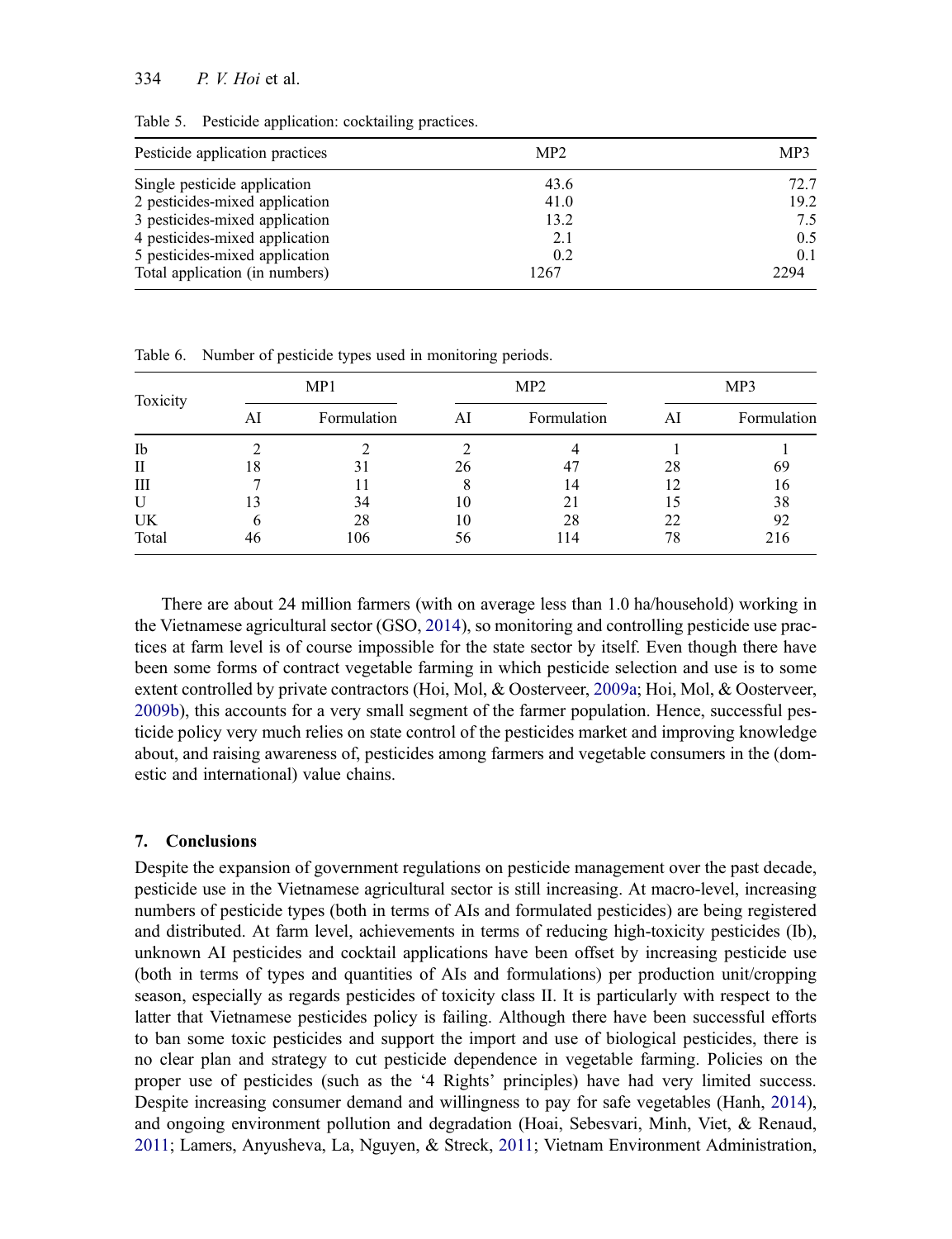Table 5. Pesticide application: cocktailing practices.

| Pesticide application practices | MP2 | MP3 |
|---|---|---|
| Single pesticide application | 43.6 | 72.7 |
| 2 pesticides-mixed application | 41.0 | 19.2 |
| 3 pesticides-mixed application | 13.2 | 7.5 |
| 4 pesticides-mixed application | 2.1 | 0.5 |
| 5 pesticides-mixed application | 0.2 | 0.1 |
| Total application (in numbers) | 1267 | 2294 |

Table 6. Number of pesticide types used in monitoring periods.

| Toxicity | MP1 | | MP2 | | MP3 | |
|---|---|---|---|---|---|---|
| | AI | Formulation | AI | Formulation | AI | Formulation |
| Ib | 2 | 2 | 2 | 4 | 1 | 1 |
| II | 18 | 31 | 26 | 47 | 28 | 69 |
| III | 7 | 11 | 8 | 14 | 12 | 16 |
| U | 13 | 34 | 10 | 21 | 15 | 38 |
| UK | 6 | 28 | 10 | 28 | 22 | 92 |
| Total | 46 | 106 | 56 | 114 | 78 | 216 |

There are about 24 million farmers (with on average less than 1.0 ha/household) working in the Vietnamese agricultural sector (GSO, 2014), so monitoring and controlling pesticide use practices at farm level is of course impossible for the state sector by itself. Even though there have been some forms of contract vegetable farming in which pesticide selection and use is to some extent controlled by private contractors (Hoi, Mol, & Oosterveer, 2009a; Hoi, Mol, & Oosterveer, 2009b), this accounts for a very small segment of the farmer population. Hence, successful pesticide policy very much relies on state control of the pesticides market and improving knowledge about, and raising awareness of, pesticides among farmers and vegetable consumers in the (domestic and international) value chains.

## 7. Conclusions

Despite the expansion of government regulations on pesticide management over the past decade, pesticide use in the Vietnamese agricultural sector is still increasing. At macro-level, increasing numbers of pesticide types (both in terms of AIs and formulated pesticides) are being registered and distributed. At farm level, achievements in terms of reducing high-toxicity pesticides (Ib), unknown AI pesticides and cocktail applications have been offset by increasing pesticide use (both in terms of types and quantities of AIs and formulations) per production unit/cropping season, especially as regards pesticides of toxicity class II. It is particularly with respect to the latter that Vietnamese pesticides policy is failing. Although there have been successful efforts to ban some toxic pesticides and support the import and use of biological pesticides, there is no clear plan and strategy to cut pesticide dependence in vegetable farming. Policies on the proper use of pesticides (such as the '4 Rights' principles) have had very limited success. Despite increasing consumer demand and willingness to pay for safe vegetables (Hanh, 2014), and ongoing environment pollution and degradation (Hoai, Sebesvari, Minh, Viet, & Renaud, 2011; Lamers, Anyusheva, La, Nguyen, & Streck, 2011; Vietnam Environment Administration,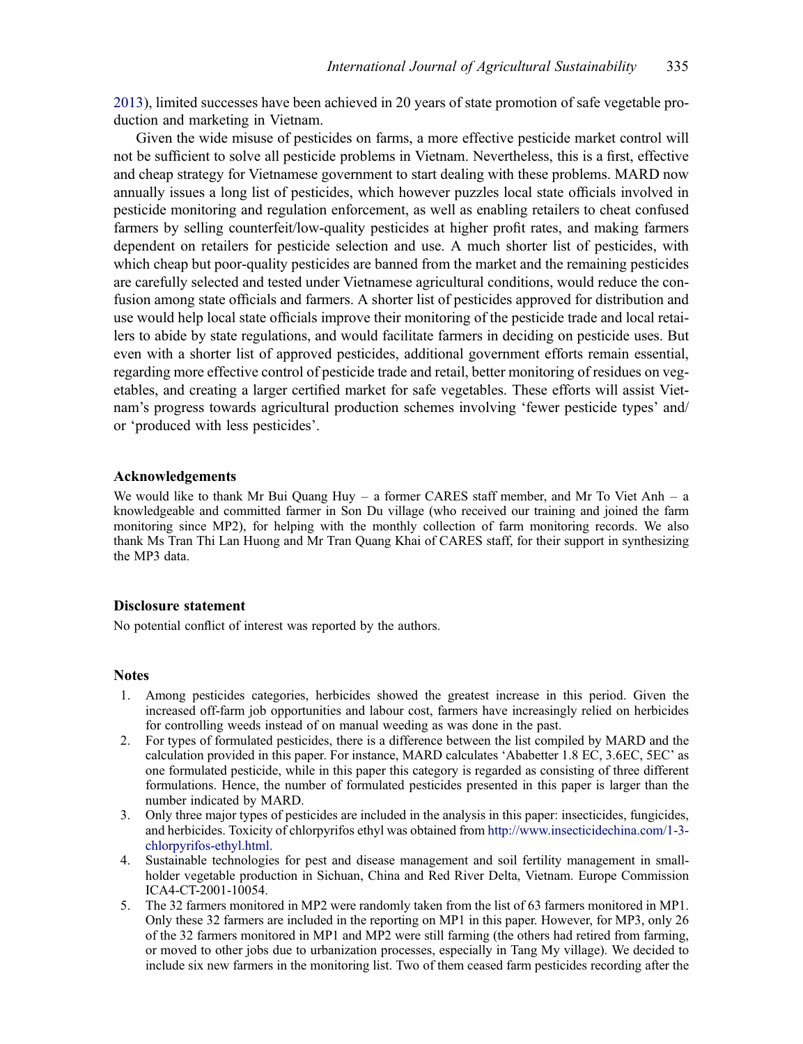2013), limited successes have been achieved in 20 years of state promotion of safe vegetable production and marketing in Vietnam.

Given the wide misuse of pesticides on farms, a more effective pesticide market control will not be sufficient to solve all pesticide problems in Vietnam. Nevertheless, this is a first, effective and cheap strategy for Vietnamese government to start dealing with these problems. MARD now annually issues a long list of pesticides, which however puzzles local state officials involved in pesticide monitoring and regulation enforcement, as well as enabling retailers to cheat confused farmers by selling counterfeit/low-quality pesticides at higher profit rates, and making farmers dependent on retailers for pesticide selection and use. A much shorter list of pesticides, with which cheap but poor-quality pesticides are banned from the market and the remaining pesticides are carefully selected and tested under Vietnamese agricultural conditions, would reduce the confusion among state officials and farmers. A shorter list of pesticides approved for distribution and use would help local state officials improve their monitoring of the pesticide trade and local retailers to abide by state regulations, and would facilitate farmers in deciding on pesticide uses. But even with a shorter list of approved pesticides, additional government efforts remain essential, regarding more effective control of pesticide trade and retail, better monitoring of residues on vegetables, and creating a larger certified market for safe vegetables. These efforts will assist Vietnam's progress towards agricultural production schemes involving 'fewer pesticide types' and/or 'produced with less pesticides'.

## Acknowledgements

We would like to thank Mr Bui Quang Huy – a former CARES staff member, and Mr To Viet Anh – a knowledgeable and committed farmer in Son Du village (who received our training and joined the farm monitoring since MP2), for helping with the monthly collection of farm monitoring records. We also thank Ms Tran Thi Lan Huong and Mr Tran Quang Khai of CARES staff, for their support in synthesizing the MP3 data.

## Disclosure statement

No potential conflict of interest was reported by the authors.

## Notes

1. Among pesticides categories, herbicides showed the greatest increase in this period. Given the increased off-farm job opportunities and labour cost, farmers have increasingly relied on herbicides for controlling weeds instead of on manual weeding as was done in the past.
2. For types of formulated pesticides, there is a difference between the list compiled by MARD and the calculation provided in this paper. For instance, MARD calculates 'Ababetter 1.8 EC, 3.6EC, 5EC' as one formulated pesticide, while in this paper this category is regarded as consisting of three different formulations. Hence, the number of formulated pesticides presented in this paper is larger than the number indicated by MARD.
3. Only three major types of pesticides are included in the analysis in this paper: insecticides, fungicides, and herbicides. Toxicity of chlorpyrifos ethyl was obtained from http://www.insecticidechina.com/1-3-chlorpyrifos-ethyl.html.
4. Sustainable technologies for pest and disease management and soil fertility management in smallholder vegetable production in Sichuan, China and Red River Delta, Vietnam. Europe Commission ICA4-CT-2001-10054.
5. The 32 farmers monitored in MP2 were randomly taken from the list of 63 farmers monitored in MP1. Only these 32 farmers are included in the reporting on MP1 in this paper. However, for MP3, only 26 of the 32 farmers monitored in MP1 and MP2 were still farming (the others had retired from farming, or moved to other jobs due to urbanization processes, especially in Tang My village). We decided to include six new farmers in the monitoring list. Two of them ceased farm pesticides recording after the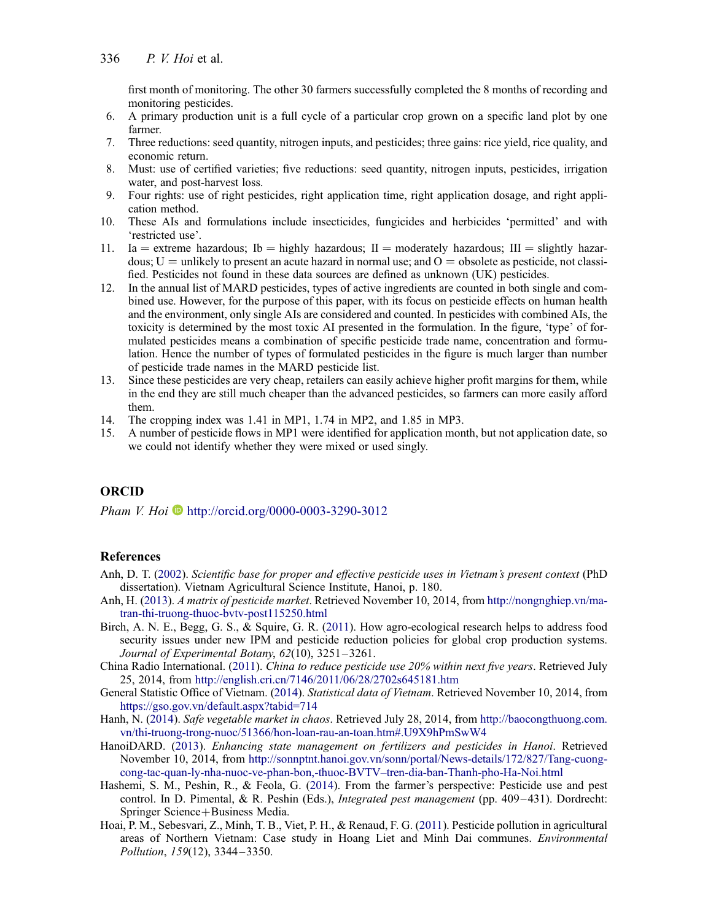first month of monitoring. The other 30 farmers successfully completed the 8 months of recording and monitoring pesticides.

6. A primary production unit is a full cycle of a particular crop grown on a specific land plot by one farmer.
7. Three reductions: seed quantity, nitrogen inputs, and pesticides; three gains: rice yield, rice quality, and economic return.
8. Must: use of certified varieties; five reductions: seed quantity, nitrogen inputs, pesticides, irrigation water, and post-harvest loss.
9. Four rights: use of right pesticides, right application time, right application dosage, and right application method.
10. These AIs and formulations include insecticides, fungicides and herbicides 'permitted' and with 'restricted use'.
11. Ia = extreme hazardous; Ib = highly hazardous; II = moderately hazardous; III = slightly hazardous; U = unlikely to present an acute hazard in normal use; and O = obsolete as pesticide, not classified. Pesticides not found in these data sources are defined as unknown (UK) pesticides.
12. In the annual list of MARD pesticides, types of active ingredients are counted in both single and combined use. However, for the purpose of this paper, with its focus on pesticide effects on human health and the environment, only single AIs are considered and counted. In pesticides with combined AIs, the toxicity is determined by the most toxic AI presented in the formulation. In the figure, 'type' of formulated pesticides means a combination of specific pesticide trade name, concentration and formulation. Hence the number of types of formulated pesticides in the figure is much larger than number of pesticide trade names in the MARD pesticide list.
13. Since these pesticides are very cheap, retailers can easily achieve higher profit margins for them, while in the end they are still much cheaper than the advanced pesticides, so farmers can more easily afford them.
14. The cropping index was 1.41 in MP1, 1.74 in MP2, and 1.85 in MP3.
15. A number of pesticide flows in MP1 were identified for application month, but not application date, so we could not identify whether they were mixed or used singly.

## ORCID

*Pham V. Hoi* http://orcid.org/0000-0003-3290-3012

## References

Anh, D. T. (2002). *Scientific base for proper and effective pesticide uses in Vietnam's present context* (PhD dissertation). Vietnam Agricultural Science Institute, Hanoi, p. 180.

Anh, H. (2013). *A matrix of pesticide market*. Retrieved November 10, 2014, from http://nongnghiep.vn/ma-tran-thi-truong-thuoc-bvtv-post115250.html

Birch, A. N. E., Begg, G. S., & Squire, G. R. (2011). How agro-ecological research helps to address food security issues under new IPM and pesticide reduction policies for global crop production systems. *Journal of Experimental Botany*, *62*(10), 3251–3261.

China Radio International. (2011). *China to reduce pesticide use 20% within next five years*. Retrieved July 25, 2014, from http://english.cri.cn/7146/2011/06/28/2702s645181.htm

General Statistic Office of Vietnam. (2014). *Statistical data of Vietnam*. Retrieved November 10, 2014, from https://gso.gov.vn/default.aspx?tabid=714

Hanh, N. (2014). *Safe vegetable market in chaos*. Retrieved July 28, 2014, from http://baocongthuong.com.vn/thi-truong-trong-nuoc/51366/hon-loan-rau-an-toan.htm#.U9X9hPmSwW4

HanoiDARD. (2013). *Enhancing state management on fertilizers and pesticides in Hanoi*. Retrieved November 10, 2014, from http://sonnptnt.hanoi.gov.vn/sonn/portal/News-details/172/827/Tang-cuong-cong-tac-quan-ly-nha-nuoc-ve-phan-bon,-thuoc-BVTV–tren-dia-ban-Thanh-pho-Ha-Noi.html

Hashemi, S. M., Peshin, R., & Feola, G. (2014). From the farmer's perspective: Pesticide use and pest control. In D. Pimental, & R. Peshin (Eds.), *Integrated pest management* (pp. 409–431). Dordrecht: Springer Science+Business Media.

Hoai, P. M., Sebesvari, Z., Minh, T. B., Viet, P. H., & Renaud, F. G. (2011). Pesticide pollution in agricultural areas of Northern Vietnam: Case study in Hoang Liet and Minh Dai communes. *Environmental Pollution*, *159*(12), 3344–3350.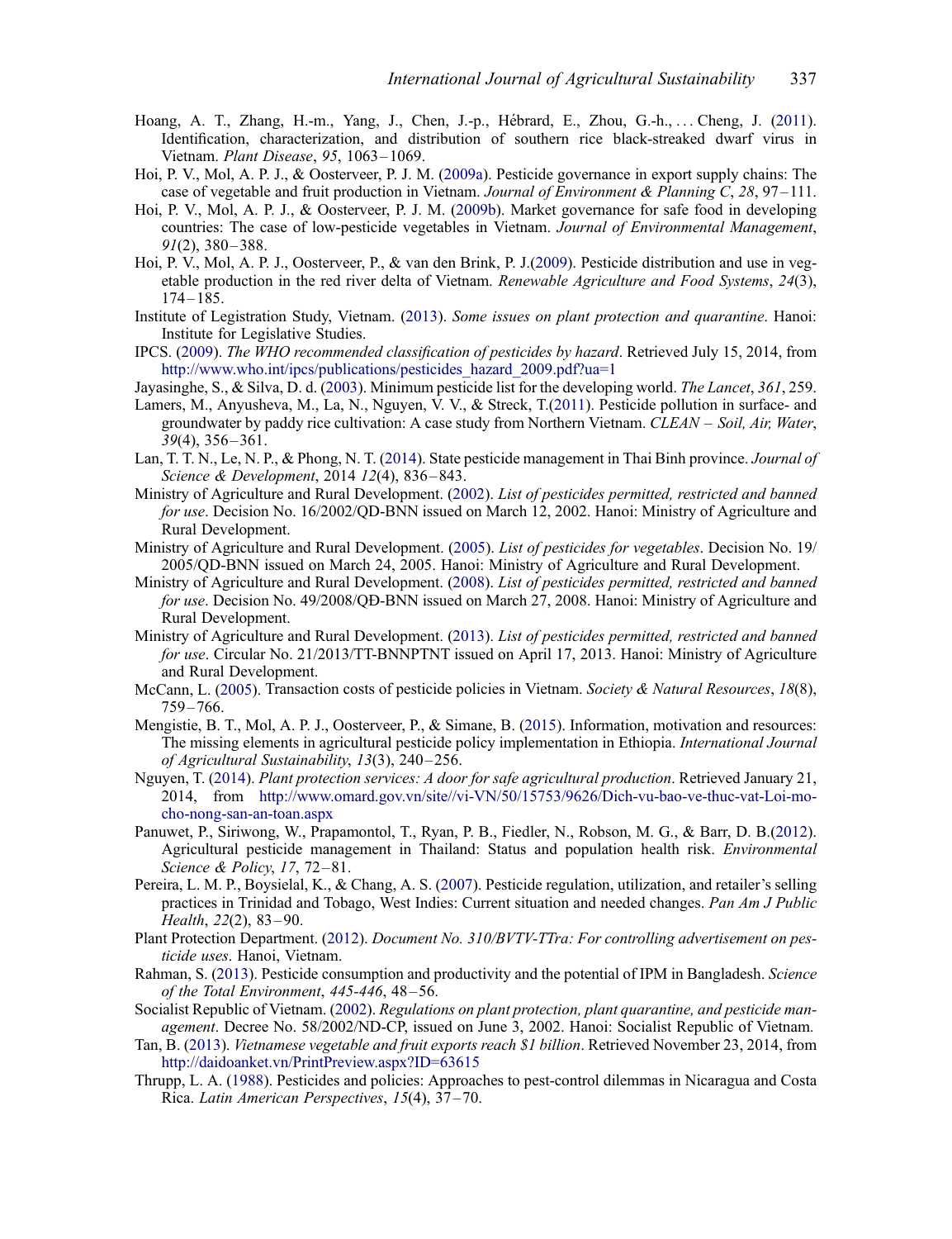Hoang, A. T., Zhang, H.-m., Yang, J., Chen, J.-p., Hébrard, E., Zhou, G.-h., … Cheng, J. (2011). Identification, characterization, and distribution of southern rice black-streaked dwarf virus in Vietnam. *Plant Disease*, *95*, 1063–1069.

Hoi, P. V., Mol, A. P. J., & Oosterveer, P. J. M. (2009a). Pesticide governance in export supply chains: The case of vegetable and fruit production in Vietnam. *Journal of Environment & Planning C*, *28*, 97–111.

Hoi, P. V., Mol, A. P. J., & Oosterveer, P. J. M. (2009b). Market governance for safe food in developing countries: The case of low-pesticide vegetables in Vietnam. *Journal of Environmental Management*, *91*(2), 380–388.

Hoi, P. V., Mol, A. P. J., Oosterveer, P., & van den Brink, P. J.(2009). Pesticide distribution and use in vegetable production in the red river delta of Vietnam. *Renewable Agriculture and Food Systems*, *24*(3), 174–185.

Institute of Legistration Study, Vietnam. (2013). *Some issues on plant protection and quarantine*. Hanoi: Institute for Legislative Studies.

IPCS. (2009). *The WHO recommended classification of pesticides by hazard*. Retrieved July 15, 2014, from http://www.who.int/ipcs/publications/pesticides_hazard_2009.pdf?ua=1

Jayasinghe, S., & Silva, D. d. (2003). Minimum pesticide list for the developing world. *The Lancet*, *361*, 259.

Lamers, M., Anyusheva, M., La, N., Nguyen, V. V., & Streck, T.(2011). Pesticide pollution in surface- and groundwater by paddy rice cultivation: A case study from Northern Vietnam. *CLEAN – Soil, Air, Water*, *39*(4), 356–361.

Lan, T. T. N., Le, N. P., & Phong, N. T. (2014). State pesticide management in Thai Binh province. *Journal of Science & Development*, 2014 *12*(4), 836–843.

Ministry of Agriculture and Rural Development. (2002). *List of pesticides permitted, restricted and banned for use*. Decision No. 16/2002/QD-BNN issued on March 12, 2002. Hanoi: Ministry of Agriculture and Rural Development.

Ministry of Agriculture and Rural Development. (2005). *List of pesticides for vegetables*. Decision No. 19/2005/QD-BNN issued on March 24, 2005. Hanoi: Ministry of Agriculture and Rural Development.

Ministry of Agriculture and Rural Development. (2008). *List of pesticides permitted, restricted and banned for use*. Decision No. 49/2008/QĐ-BNN issued on March 27, 2008. Hanoi: Ministry of Agriculture and Rural Development.

Ministry of Agriculture and Rural Development. (2013). *List of pesticides permitted, restricted and banned for use*. Circular No. 21/2013/TT-BNNPTNT issued on April 17, 2013. Hanoi: Ministry of Agriculture and Rural Development.

McCann, L. (2005). Transaction costs of pesticide policies in Vietnam. *Society & Natural Resources*, *18*(8), 759–766.

Mengistie, B. T., Mol, A. P. J., Oosterveer, P., & Simane, B. (2015). Information, motivation and resources: The missing elements in agricultural pesticide policy implementation in Ethiopia. *International Journal of Agricultural Sustainability*, *13*(3), 240–256.

Nguyen, T. (2014). *Plant protection services: A door for safe agricultural production*. Retrieved January 21, 2014, from http://www.omard.gov.vn/site//vi-VN/50/15753/9626/Dich-vu-bao-ve-thuc-vat-Loi-mo-cho-nong-san-an-toan.aspx

Panuwet, P., Siriwong, W., Prapamontol, T., Ryan, P. B., Fiedler, N., Robson, M. G., & Barr, D. B.(2012). Agricultural pesticide management in Thailand: Status and population health risk. *Environmental Science & Policy*, *17*, 72–81.

Pereira, L. M. P., Boysielal, K., & Chang, A. S. (2007). Pesticide regulation, utilization, and retailer's selling practices in Trinidad and Tobago, West Indies: Current situation and needed changes. *Pan Am J Public Health*, *22*(2), 83–90.

Plant Protection Department. (2012). *Document No. 310/BVTV-TTra: For controlling advertisement on pesticide uses*. Hanoi, Vietnam.

Rahman, S. (2013). Pesticide consumption and productivity and the potential of IPM in Bangladesh. *Science of the Total Environment*, *445-446*, 48–56.

Socialist Republic of Vietnam. (2002). *Regulations on plant protection, plant quarantine, and pesticide management*. Decree No. 58/2002/ND-CP, issued on June 3, 2002. Hanoi: Socialist Republic of Vietnam.

Tan, B. (2013). *Vietnamese vegetable and fruit exports reach $1 billion*. Retrieved November 23, 2014, from http://daidoanket.vn/PrintPreview.aspx?ID=63615

Thrupp, L. A. (1988). Pesticides and policies: Approaches to pest-control dilemmas in Nicaragua and Costa Rica. *Latin American Perspectives*, *15*(4), 37–70.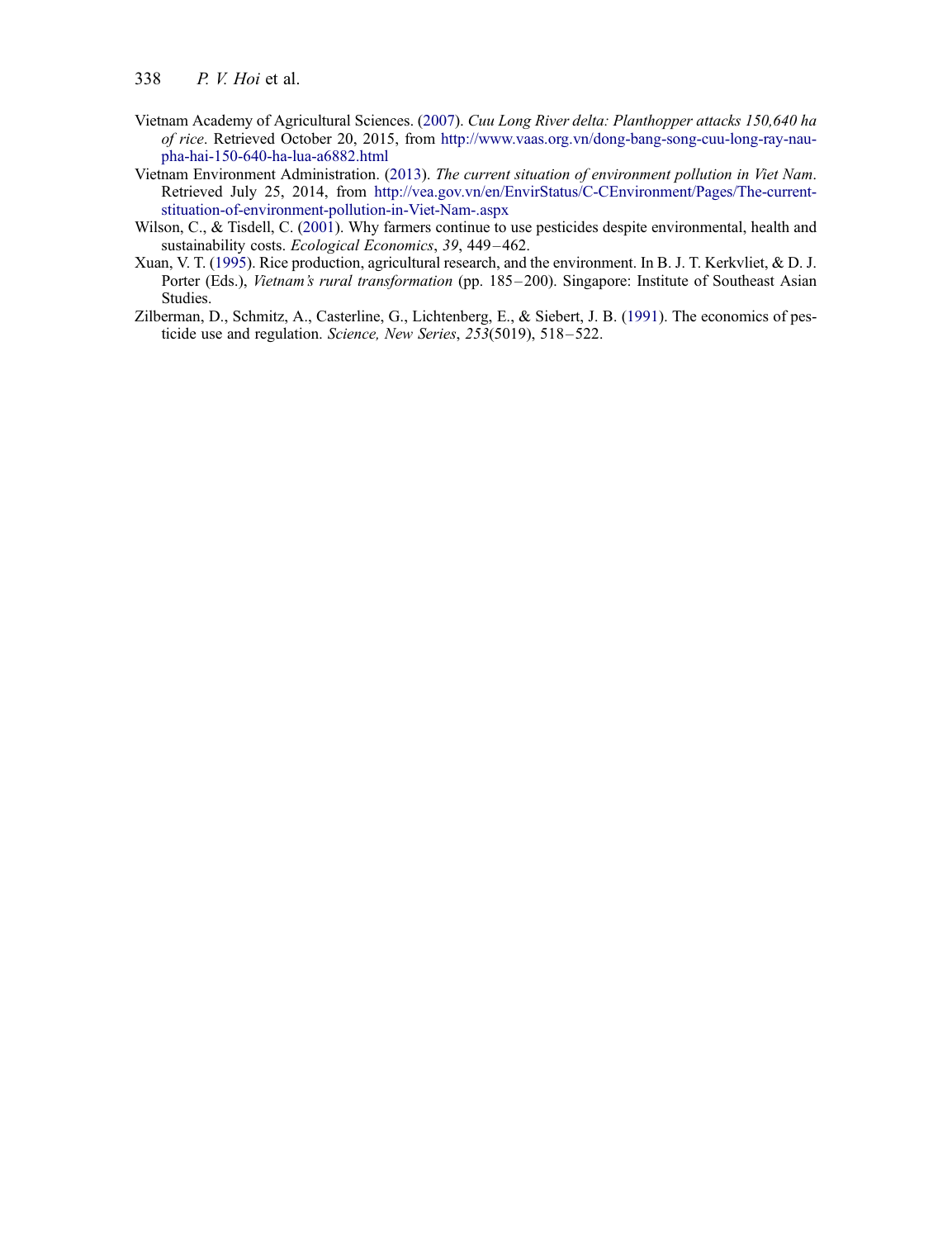Vietnam Academy of Agricultural Sciences. (2007). *Cuu Long River delta: Planthopper attacks 150,640 ha of rice*. Retrieved October 20, 2015, from http://www.vaas.org.vn/dong-bang-song-cuu-long-ray-nau-pha-hai-150-640-ha-lua-a6882.html

Vietnam Environment Administration. (2013). *The current situation of environment pollution in Viet Nam*. Retrieved July 25, 2014, from http://vea.gov.vn/en/EnvirStatus/C-CEnvironment/Pages/The-current-stituation-of-environment-pollution-in-Viet-Nam-.aspx

Wilson, C., & Tisdell, C. (2001). Why farmers continue to use pesticides despite environmental, health and sustainability costs. *Ecological Economics*, *39*, 449–462.

Xuan, V. T. (1995). Rice production, agricultural research, and the environment. In B. J. T. Kerkvliet, & D. J. Porter (Eds.), *Vietnam's rural transformation* (pp. 185–200). Singapore: Institute of Southeast Asian Studies.

Zilberman, D., Schmitz, A., Casterline, G., Lichtenberg, E., & Siebert, J. B. (1991). The economics of pesticide use and regulation. *Science, New Series*, *253*(5019), 518–522.